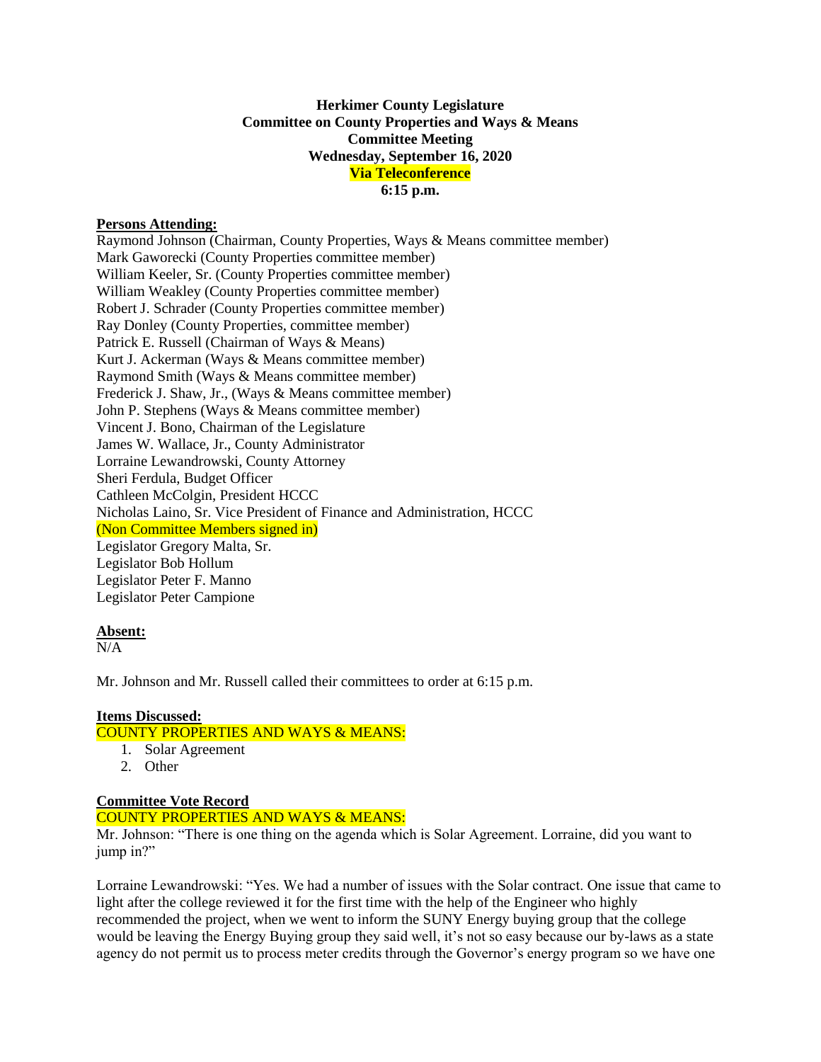**Herkimer County Legislature**
**Committee on County Properties and Ways & Means**
**Committee Meeting**
**Wednesday, September 16, 2020**
**Via Teleconference**
**6:15 p.m.**

**Persons Attending:**

Raymond Johnson (Chairman, County Properties, Ways & Means committee member)
Mark Gaworecki (County Properties committee member)
William Keeler, Sr. (County Properties committee member)
William Weakley (County Properties committee member)
Robert J. Schrader (County Properties committee member)
Ray Donley (County Properties, committee member)
Patrick E. Russell (Chairman of Ways & Means)
Kurt J. Ackerman (Ways & Means committee member)
Raymond Smith (Ways & Means committee member)
Frederick J. Shaw, Jr., (Ways & Means committee member)
John P. Stephens (Ways & Means committee member)
Vincent J. Bono, Chairman of the Legislature
James W. Wallace, Jr., County Administrator
Lorraine Lewandrowski, County Attorney
Sheri Ferdula, Budget Officer
Cathleen McColgin, President HCCC
Nicholas Laino, Sr. Vice President of Finance and Administration, HCCC
(Non Committee Members signed in)
Legislator Gregory Malta, Sr.
Legislator Bob Hollum
Legislator Peter F. Manno
Legislator Peter Campione

**Absent:**

N/A

Mr. Johnson and Mr. Russell called their committees to order at 6:15 p.m.

**Items Discussed:**

COUNTY PROPERTIES AND WAYS & MEANS:

1. Solar Agreement
2. Other

**Committee Vote Record**

COUNTY PROPERTIES AND WAYS & MEANS:

Mr. Johnson: "There is one thing on the agenda which is Solar Agreement. Lorraine, did you want to jump in?"

Lorraine Lewandrowski: "Yes. We had a number of issues with the Solar contract. One issue that came to light after the college reviewed it for the first time with the help of the Engineer who highly recommended the project, when we went to inform the SUNY Energy buying group that the college would be leaving the Energy Buying group they said well, it's not so easy because our by-laws as a state agency do not permit us to process meter credits through the Governor's energy program so we have one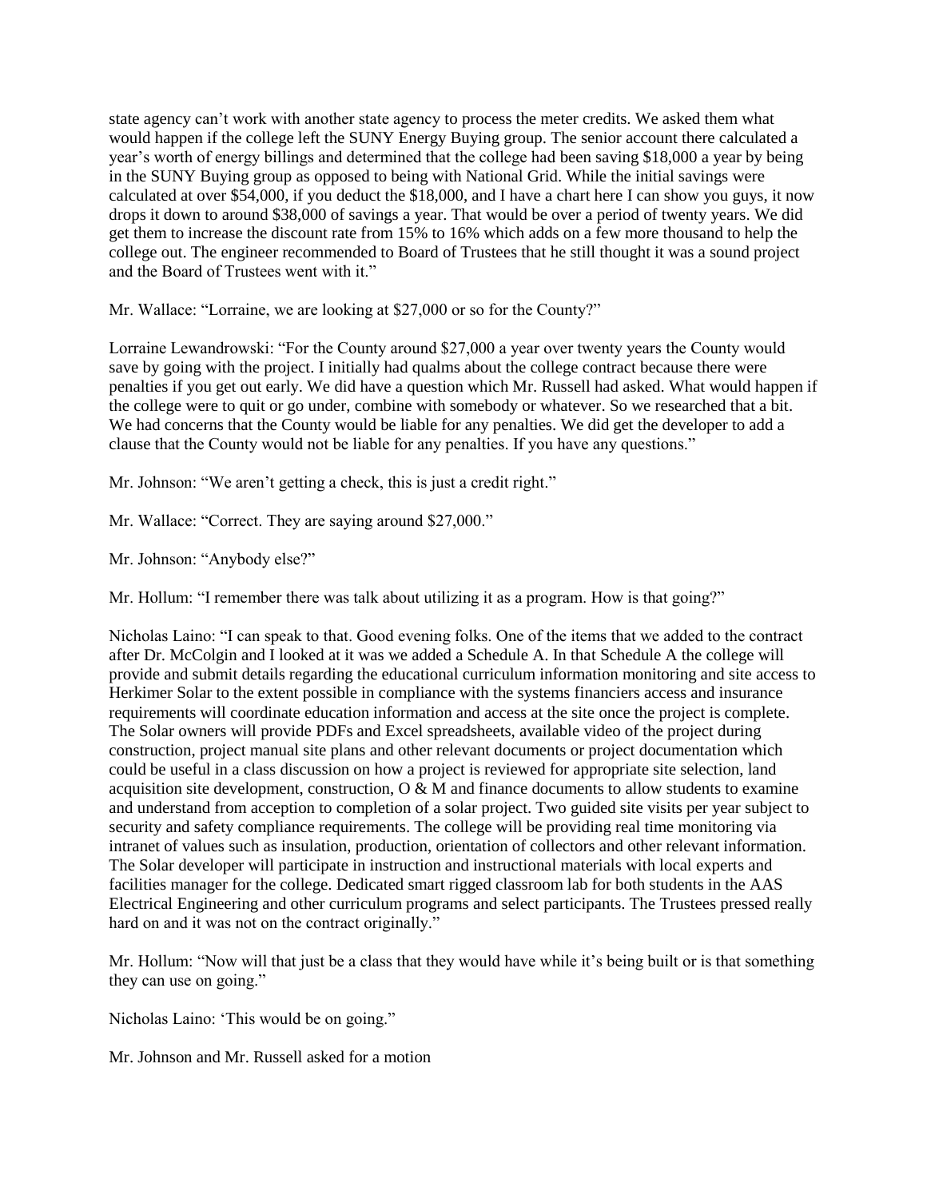state agency can't work with another state agency to process the meter credits. We asked them what would happen if the college left the SUNY Energy Buying group. The senior account there calculated a year's worth of energy billings and determined that the college had been saving $18,000 a year by being in the SUNY Buying group as opposed to being with National Grid. While the initial savings were calculated at over $54,000, if you deduct the $18,000, and I have a chart here I can show you guys, it now drops it down to around $38,000 of savings a year. That would be over a period of twenty years. We did get them to increase the discount rate from 15% to 16% which adds on a few more thousand to help the college out. The engineer recommended to Board of Trustees that he still thought it was a sound project and the Board of Trustees went with it."

Mr. Wallace: "Lorraine, we are looking at $27,000 or so for the County?"

Lorraine Lewandrowski: "For the County around $27,000 a year over twenty years the County would save by going with the project. I initially had qualms about the college contract because there were penalties if you get out early. We did have a question which Mr. Russell had asked. What would happen if the college were to quit or go under, combine with somebody or whatever. So we researched that a bit. We had concerns that the County would be liable for any penalties. We did get the developer to add a clause that the County would not be liable for any penalties. If you have any questions."

Mr. Johnson: "We aren't getting a check, this is just a credit right."

Mr. Wallace: "Correct. They are saying around $27,000."

Mr. Johnson: "Anybody else?"

Mr. Hollum: "I remember there was talk about utilizing it as a program. How is that going?"

Nicholas Laino: "I can speak to that. Good evening folks. One of the items that we added to the contract after Dr. McColgin and I looked at it was we added a Schedule A. In that Schedule A the college will provide and submit details regarding the educational curriculum information monitoring and site access to Herkimer Solar to the extent possible in compliance with the systems financiers access and insurance requirements will coordinate education information and access at the site once the project is complete. The Solar owners will provide PDFs and Excel spreadsheets, available video of the project during construction, project manual site plans and other relevant documents or project documentation which could be useful in a class discussion on how a project is reviewed for appropriate site selection, land acquisition site development, construction, O & M and finance documents to allow students to examine and understand from acception to completion of a solar project. Two guided site visits per year subject to security and safety compliance requirements. The college will be providing real time monitoring via intranet of values such as insulation, production, orientation of collectors and other relevant information. The Solar developer will participate in instruction and instructional materials with local experts and facilities manager for the college. Dedicated smart rigged classroom lab for both students in the AAS Electrical Engineering and other curriculum programs and select participants. The Trustees pressed really hard on and it was not on the contract originally."

Mr. Hollum: "Now will that just be a class that they would have while it's being built or is that something they can use on going."

Nicholas Laino: 'This would be on going."

Mr. Johnson and Mr. Russell asked for a motion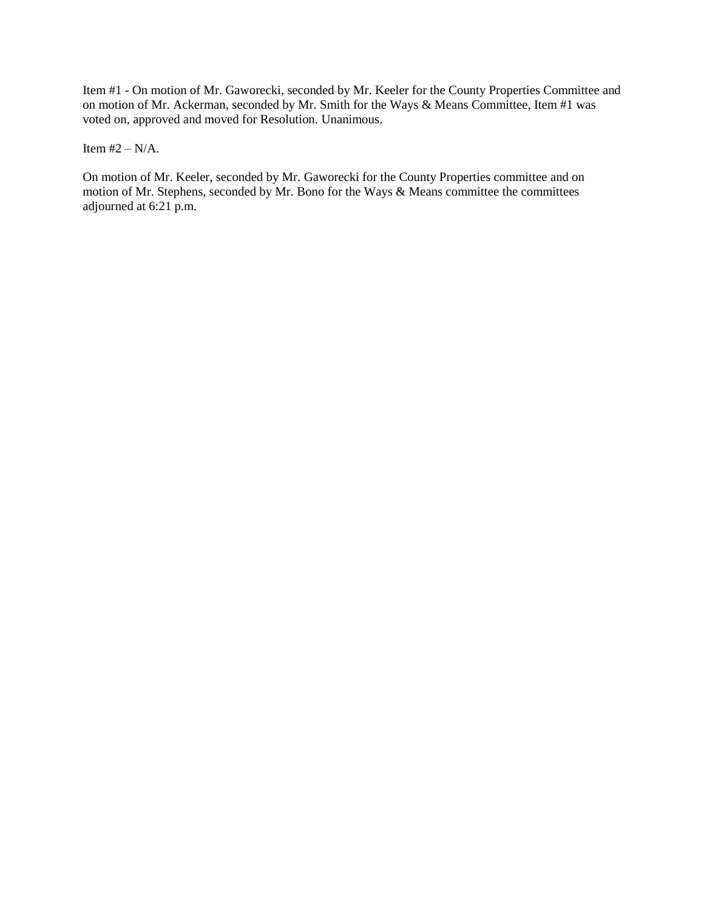Item #1 - On motion of Mr. Gaworecki, seconded by Mr. Keeler for the County Properties Committee and on motion of Mr. Ackerman, seconded by Mr. Smith for the Ways & Means Committee, Item #1 was voted on, approved and moved for Resolution. Unanimous.

Item #2 – N/A.

On motion of Mr. Keeler, seconded by Mr. Gaworecki for the County Properties committee and on motion of Mr. Stephens, seconded by Mr. Bono for the Ways & Means committee the committees adjourned at 6:21 p.m.